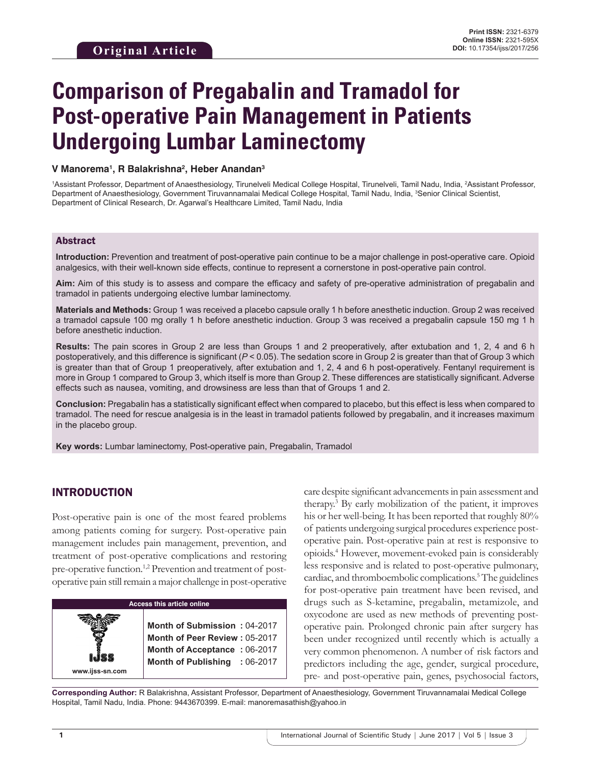Original Article

**Print ISSN:** 2321-6379
**Online ISSN:** 2321-595X
**DOI:** 10.17354/ijss/2017/256

# Comparison of Pregabalin and Tramadol for Post-operative Pain Management in Patients Undergoing Lumbar Laminectomy

**V Manorema[1], R Balakrishna[2], Heber Anandan[3]**

[1]Assistant Professor, Department of Anaesthesiology, Tirunelveli Medical College Hospital, Tirunelveli, Tamil Nadu, India, [2]Assistant Professor, Department of Anaesthesiology, Government Tiruvannamalai Medical College Hospital, Tamil Nadu, India, [3]Senior Clinical Scientist, Department of Clinical Research, Dr. Agarwal's Healthcare Limited, Tamil Nadu, India

## Abstract

**Introduction:** Prevention and treatment of post-operative pain continue to be a major challenge in post-operative care. Opioid analgesics, with their well-known side effects, continue to represent a cornerstone in post-operative pain control.

**Aim:** Aim of this study is to assess and compare the efficacy and safety of pre-operative administration of pregabalin and tramadol in patients undergoing elective lumbar laminectomy.

**Materials and Methods:** Group 1 was received a placebo capsule orally 1 h before anesthetic induction. Group 2 was received a tramadol capsule 100 mg orally 1 h before anesthetic induction. Group 3 was received a pregabalin capsule 150 mg 1 h before anesthetic induction.

**Results:** The pain scores in Group 2 are less than Groups 1 and 2 preoperatively, after extubation and 1, 2, 4 and 6 h postoperatively, and this difference is significant ($P < 0.05$). The sedation score in Group 2 is greater than that of Group 3 which is greater than that of Group 1 preoperatively, after extubation and 1, 2, 4 and 6 h post-operatively. Fentanyl requirement is more in Group 1 compared to Group 3, which itself is more than Group 2. These differences are statistically significant. Adverse effects such as nausea, vomiting, and drowsiness are less than that of Groups 1 and 2.

**Conclusion:** Pregabalin has a statistically significant effect when compared to placebo, but this effect is less when compared to tramadol. The need for rescue analgesia is in the least in tramadol patients followed by pregabalin, and it increases maximum in the placebo group.

**Key words:** Lumbar laminectomy, Post-operative pain, Pregabalin, Tramadol

## INTRODUCTION

Post-operative pain is one of the most feared problems among patients coming for surgery. Post-operative pain management includes pain management, prevention, and treatment of post-operative complications and restoring pre-operative function.[1,2] Prevention and treatment of post-operative pain still remain a major challenge in post-operative care despite significant advancements in pain assessment and therapy.[3] By early mobilization of the patient, it improves his or her well-being. It has been reported that roughly 80% of patients undergoing surgical procedures experience post-operative pain. Post-operative pain at rest is responsive to opioids.[4] However, movement-evoked pain is considerably less responsive and is related to post-operative pulmonary, cardiac, and thromboembolic complications.[5] The guidelines for post-operative pain treatment have been revised, and drugs such as S-ketamine, pregabalin, metamizole, and oxycodone are used as new methods of preventing post-operative pain. Prolonged chronic pain after surgery has been under recognized until recently which is actually a very common phenomenon. A number of risk factors and predictors including the age, gender, surgical procedure, pre- and post-operative pain, genes, psychosocial factors,

| Access this article online | |
|---|---|
| www.ijss-sn.com | **Month of Submission :** 04-2017<br>**Month of Peer Review :** 05-2017<br>**Month of Acceptance :** 06-2017<br>**Month of Publishing :** 06-2017 |

**Corresponding Author:** R Balakrishna, Assistant Professor, Department of Anaesthesiology, Government Tiruvannamalai Medical College Hospital, Tamil Nadu, India. Phone: 9443670399. E-mail: manoremasathish@yahoo.in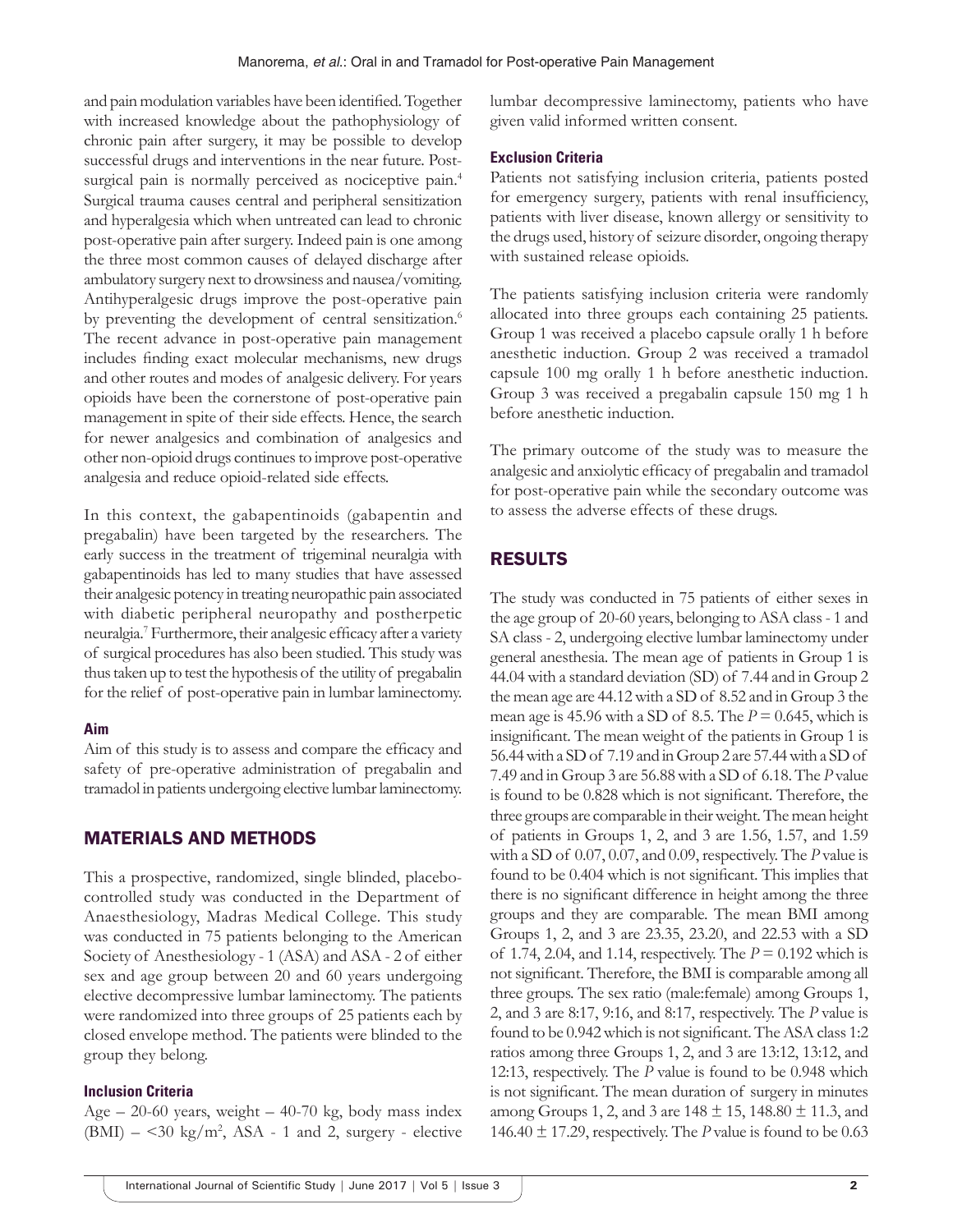and pain modulation variables have been identified. Together with increased knowledge about the pathophysiology of chronic pain after surgery, it may be possible to develop successful drugs and interventions in the near future. Post-surgical pain is normally perceived as nociceptive pain.[4] Surgical trauma causes central and peripheral sensitization and hyperalgesia which when untreated can lead to chronic post-operative pain after surgery. Indeed pain is one among the three most common causes of delayed discharge after ambulatory surgery next to drowsiness and nausea/vomiting. Antihyperalgesic drugs improve the post-operative pain by preventing the development of central sensitization.[6] The recent advance in post-operative pain management includes finding exact molecular mechanisms, new drugs and other routes and modes of analgesic delivery. For years opioids have been the cornerstone of post-operative pain management in spite of their side effects. Hence, the search for newer analgesics and combination of analgesics and other non-opioid drugs continues to improve post-operative analgesia and reduce opioid-related side effects.

In this context, the gabapentinoids (gabapentin and pregabalin) have been targeted by the researchers. The early success in the treatment of trigeminal neuralgia with gabapentinoids has led to many studies that have assessed their analgesic potency in treating neuropathic pain associated with diabetic peripheral neuropathy and postherpetic neuralgia.[7] Furthermore, their analgesic efficacy after a variety of surgical procedures has also been studied. This study was thus taken up to test the hypothesis of the utility of pregabalin for the relief of post-operative pain in lumbar laminectomy.

### Aim

Aim of this study is to assess and compare the efficacy and safety of pre-operative administration of pregabalin and tramadol in patients undergoing elective lumbar laminectomy.

## MATERIALS AND METHODS

This a prospective, randomized, single blinded, placebo-controlled study was conducted in the Department of Anaesthesiology, Madras Medical College. This study was conducted in 75 patients belonging to the American Society of Anesthesiology - 1 (ASA) and ASA - 2 of either sex and age group between 20 and 60 years undergoing elective decompressive lumbar laminectomy. The patients were randomized into three groups of 25 patients each by closed envelope method. The patients were blinded to the group they belong.

### Inclusion Criteria

Age – 20-60 years, weight – 40-70 kg, body mass index (BMI) – <30 kg/m$^2$, ASA - 1 and 2, surgery - elective lumbar decompressive laminectomy, patients who have given valid informed written consent.

### Exclusion Criteria

Patients not satisfying inclusion criteria, patients posted for emergency surgery, patients with renal insufficiency, patients with liver disease, known allergy or sensitivity to the drugs used, history of seizure disorder, ongoing therapy with sustained release opioids.

The patients satisfying inclusion criteria were randomly allocated into three groups each containing 25 patients. Group 1 was received a placebo capsule orally 1 h before anesthetic induction. Group 2 was received a tramadol capsule 100 mg orally 1 h before anesthetic induction. Group 3 was received a pregabalin capsule 150 mg 1 h before anesthetic induction.

The primary outcome of the study was to measure the analgesic and anxiolytic efficacy of pregabalin and tramadol for post-operative pain while the secondary outcome was to assess the adverse effects of these drugs.

## RESULTS

The study was conducted in 75 patients of either sexes in the age group of 20-60 years, belonging to ASA class - 1 and SA class - 2, undergoing elective lumbar laminectomy under general anesthesia. The mean age of patients in Group 1 is 44.04 with a standard deviation (SD) of 7.44 and in Group 2 the mean age are 44.12 with a SD of 8.52 and in Group 3 the mean age is 45.96 with a SD of 8.5. The $P = 0.645$, which is insignificant. The mean weight of the patients in Group 1 is 56.44 with a SD of 7.19 and in Group 2 are 57.44 with a SD of 7.49 and in Group 3 are 56.88 with a SD of 6.18. The $P$ value is found to be 0.828 which is not significant. Therefore, the three groups are comparable in their weight. The mean height of patients in Groups 1, 2, and 3 are 1.56, 1.57, and 1.59 with a SD of 0.07, 0.07, and 0.09, respectively. The $P$ value is found to be 0.404 which is not significant. This implies that there is no significant difference in height among the three groups and they are comparable. The mean BMI among Groups 1, 2, and 3 are 23.35, 23.20, and 22.53 with a SD of 1.74, 2.04, and 1.14, respectively. The $P = 0.192$ which is not significant. Therefore, the BMI is comparable among all three groups. The sex ratio (male:female) among Groups 1, 2, and 3 are 8:17, 9:16, and 8:17, respectively. The $P$ value is found to be 0.942 which is not significant. The ASA class 1:2 ratios among three Groups 1, 2, and 3 are 13:12, 13:12, and 12:13, respectively. The $P$ value is found to be 0.948 which is not significant. The mean duration of surgery in minutes among Groups 1, 2, and 3 are $148 \pm 15$, $148.80 \pm 11.3$, and $146.40 \pm 17.29$, respectively. The $P$ value is found to be 0.63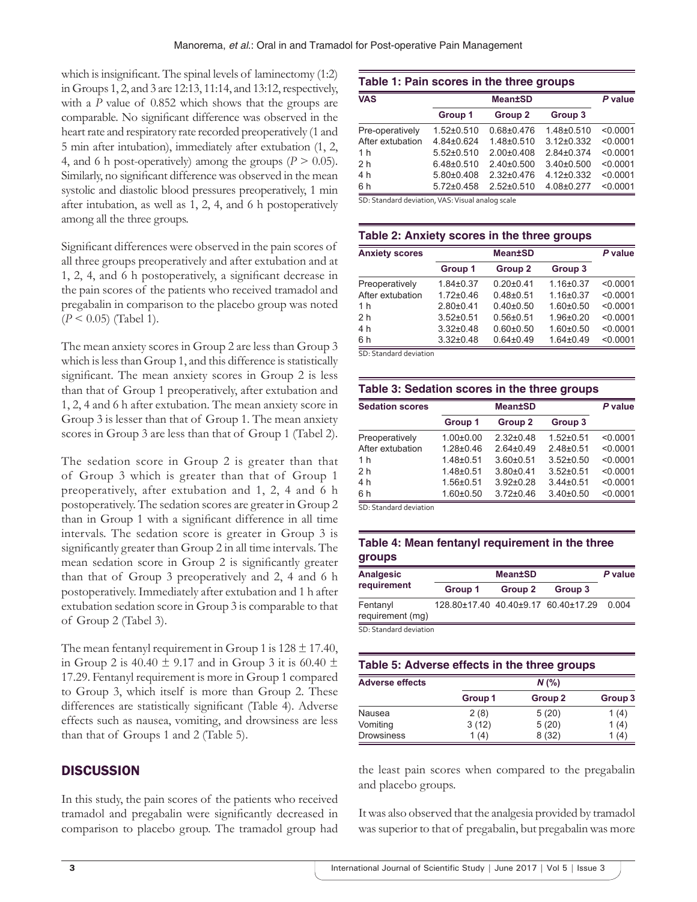which is insignificant. The spinal levels of laminectomy (1:2) in Groups 1, 2, and 3 are 12:13, 11:14, and 13:12, respectively, with a *P* value of 0.852 which shows that the groups are comparable. No significant difference was observed in the heart rate and respiratory rate recorded preoperatively (1 and 5 min after intubation), immediately after extubation (1, 2, 4, and 6 h post-operatively) among the groups ($P > 0.05$). Similarly, no significant difference was observed in the mean systolic and diastolic blood pressures preoperatively, 1 min after intubation, as well as 1, 2, 4, and 6 h postoperatively among all the three groups.

Significant differences were observed in the pain scores of all three groups preoperatively and after extubation and at 1, 2, 4, and 6 h postoperatively, a significant decrease in the pain scores of the patients who received tramadol and pregabalin in comparison to the placebo group was noted ($P < 0.05$) (Tabel 1).

The mean anxiety scores in Group 2 are less than Group 3 which is less than Group 1, and this difference is statistically significant. The mean anxiety scores in Group 2 is less than that of Group 1 preoperatively, after extubation and 1, 2, 4 and 6 h after extubation. The mean anxiety score in Group 3 is lesser than that of Group 1. The mean anxiety scores in Group 3 are less than that of Group 1 (Tabel 2).

The sedation score in Group 2 is greater than that of Group 3 which is greater than that of Group 1 preoperatively, after extubation and 1, 2, 4 and 6 h postoperatively. The sedation scores are greater in Group 2 than in Group 1 with a significant difference in all time intervals. The sedation score is greater in Group 3 is significantly greater than Group 2 in all time intervals. The mean sedation score in Group 2 is significantly greater than that of Group 3 preoperatively and 2, 4 and 6 h postoperatively. Immediately after extubation and 1 h after extubation sedation score in Group 3 is comparable to that of Group 2 (Tabel 3).

The mean fentanyl requirement in Group 1 is 128 ± 17.40, in Group 2 is 40.40 ± 9.17 and in Group 3 it is 60.40 ± 17.29. Fentanyl requirement is more in Group 1 compared to Group 3, which itself is more than Group 2. These differences are statistically significant (Table 4). Adverse effects such as nausea, vomiting, and drowsiness are less than that of Groups 1 and 2 (Table 5).

**Table 1: Pain scores in the three groups**

| VAS | Mean±SD | | | P value |
|---|---|---|---|---|
| | Group 1 | Group 2 | Group 3 | |
| Pre-operatively | 1.52±0.510 | 0.68±0.476 | 1.48±0.510 | <0.0001 |
| After extubation | 4.84±0.624 | 1.48±0.510 | 3.12±0.332 | <0.0001 |
| 1 h | 5.52±0.510 | 2.00±0.408 | 2.84±0.374 | <0.0001 |
| 2 h | 6.48±0.510 | 2.40±0.500 | 3.40±0.500 | <0.0001 |
| 4 h | 5.80±0.408 | 2.32±0.476 | 4.12±0.332 | <0.0001 |
| 6 h | 5.72±0.458 | 2.52±0.510 | 4.08±0.277 | <0.0001 |

SD: Standard deviation, VAS: Visual analog scale

**Table 2: Anxiety scores in the three groups**

| Anxiety scores | Mean±SD | | | P value |
|---|---|---|---|---|
| | Group 1 | Group 2 | Group 3 | |
| Preoperatively | 1.84±0.37 | 0.20±0.41 | 1.16±0.37 | <0.0001 |
| After extubation | 1.72±0.46 | 0.48±0.51 | 1.16±0.37 | <0.0001 |
| 1 h | 2.80±0.41 | 0.40±0.50 | 1.60±0.50 | <0.0001 |
| 2 h | 3.52±0.51 | 0.56±0.51 | 1.96±0.20 | <0.0001 |
| 4 h | 3.32±0.48 | 0.60±0.50 | 1.60±0.50 | <0.0001 |
| 6 h | 3.32±0.48 | 0.64±0.49 | 1.64±0.49 | <0.0001 |

SD: Standard deviation

**Table 3: Sedation scores in the three groups**

| Sedation scores | Mean±SD | | | P value |
|---|---|---|---|---|
| | Group 1 | Group 2 | Group 3 | |
| Preoperatively | 1.00±0.00 | 2.32±0.48 | 1.52±0.51 | <0.0001 |
| After extubation | 1.28±0.46 | 2.64±0.49 | 2.48±0.51 | <0.0001 |
| 1 h | 1.48±0.51 | 3.60±0.51 | 3.52±0.50 | <0.0001 |
| 2 h | 1.48±0.51 | 3.80±0.41 | 3.52±0.51 | <0.0001 |
| 4 h | 1.56±0.51 | 3.92±0.28 | 3.44±0.51 | <0.0001 |
| 6 h | 1.60±0.50 | 3.72±0.46 | 3.40±0.50 | <0.0001 |

SD: Standard deviation

**Table 4: Mean fentanyl requirement in the three groups**

| Analgesic requirement | Mean±SD | | | P value |
|---|---|---|---|---|
| | Group 1 | Group 2 | Group 3 | |
| Fentanyl requirement (mg) | 128.80±17.40 | 40.40±9.17 | 60.40±17.29 | 0.004 |

SD: Standard deviation

**Table 5: Adverse effects in the three groups**

| Adverse effects | N (%) | | |
|---|---|---|---|
| | Group 1 | Group 2 | Group 3 |
| Nausea | 2 (8) | 5 (20) | 1 (4) |
| Vomiting | 3 (12) | 5 (20) | 1 (4) |
| Drowsiness | 1 (4) | 8 (32) | 1 (4) |

## DISCUSSION

In this study, the pain scores of the patients who received tramadol and pregabalin were significantly decreased in comparison to placebo group. The tramadol group had the least pain scores when compared to the pregabalin and placebo groups.

It was also observed that the analgesia provided by tramadol was superior to that of pregabalin, but pregabalin was more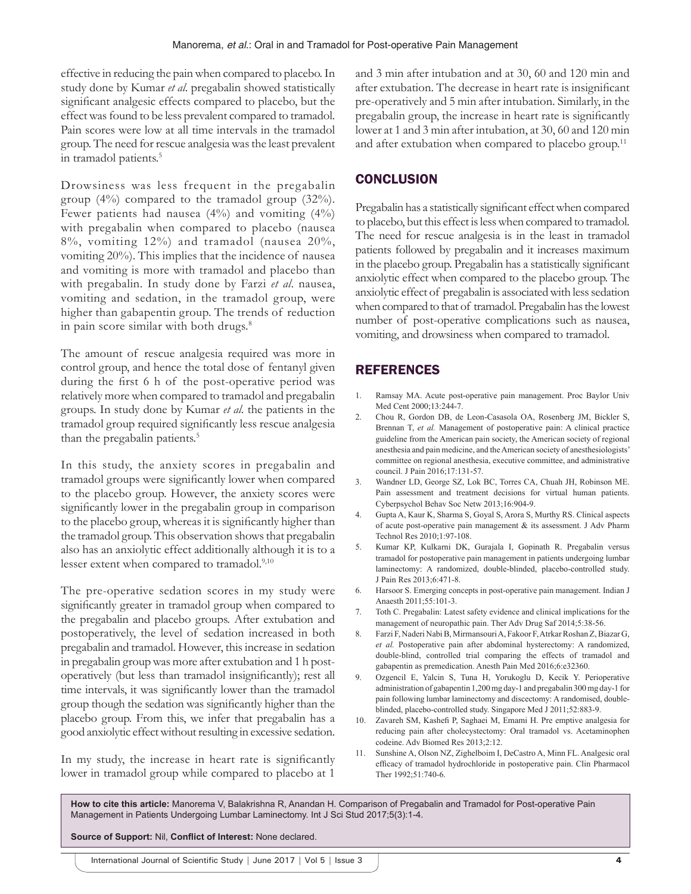effective in reducing the pain when compared to placebo. In study done by Kumar *et al.* pregabalin showed statistically significant analgesic effects compared to placebo, but the effect was found to be less prevalent compared to tramadol. Pain scores were low at all time intervals in the tramadol group. The need for rescue analgesia was the least prevalent in tramadol patients.[5]

Drowsiness was less frequent in the pregabalin group (4%) compared to the tramadol group (32%). Fewer patients had nausea (4%) and vomiting (4%) with pregabalin when compared to placebo (nausea 8%, vomiting 12%) and tramadol (nausea 20%, vomiting 20%). This implies that the incidence of nausea and vomiting is more with tramadol and placebo than with pregabalin. In study done by Farzi *et al*. nausea, vomiting and sedation, in the tramadol group, were higher than gabapentin group. The trends of reduction in pain score similar with both drugs.[8]

The amount of rescue analgesia required was more in control group, and hence the total dose of fentanyl given during the first 6 h of the post-operative period was relatively more when compared to tramadol and pregabalin groups. In study done by Kumar *et al.* the patients in the tramadol group required significantly less rescue analgesia than the pregabalin patients.[5]

In this study, the anxiety scores in pregabalin and tramadol groups were significantly lower when compared to the placebo group. However, the anxiety scores were significantly lower in the pregabalin group in comparison to the placebo group, whereas it is significantly higher than the tramadol group. This observation shows that pregabalin also has an anxiolytic effect additionally although it is to a lesser extent when compared to tramadol.[9,10]

The pre-operative sedation scores in my study were significantly greater in tramadol group when compared to the pregabalin and placebo groups. After extubation and postoperatively, the level of sedation increased in both pregabalin and tramadol. However, this increase in sedation in pregabalin group was more after extubation and 1 h post-operatively (but less than tramadol insignificantly); rest all time intervals, it was significantly lower than the tramadol group though the sedation was significantly higher than the placebo group. From this, we infer that pregabalin has a good anxiolytic effect without resulting in excessive sedation.

In my study, the increase in heart rate is significantly lower in tramadol group while compared to placebo at 1 and 3 min after intubation and at 30, 60 and 120 min and after extubation. The decrease in heart rate is insignificant pre-operatively and 5 min after intubation. Similarly, in the pregabalin group, the increase in heart rate is significantly lower at 1 and 3 min after intubation, at 30, 60 and 120 min and after extubation when compared to placebo group.[11]

## CONCLUSION

Pregabalin has a statistically significant effect when compared to placebo, but this effect is less when compared to tramadol. The need for rescue analgesia is in the least in tramadol patients followed by pregabalin and it increases maximum in the placebo group. Pregabalin has a statistically significant anxiolytic effect when compared to the placebo group. The anxiolytic effect of pregabalin is associated with less sedation when compared to that of tramadol. Pregabalin has the lowest number of post-operative complications such as nausea, vomiting, and drowsiness when compared to tramadol.

## REFERENCES

1. Ramsay MA. Acute post-operative pain management. Proc Baylor Univ Med Cent 2000;13:244-7.
2. Chou R, Gordon DB, de Leon-Casasola OA, Rosenberg JM, Bickler S, Brennan T, *et al.* Management of postoperative pain: A clinical practice guideline from the American pain society, the American society of regional anesthesia and pain medicine, and the American society of anesthesiologists' committee on regional anesthesia, executive committee, and administrative council. J Pain 2016;17:131-57.
3. Wandner LD, George SZ, Lok BC, Torres CA, Chuah JH, Robinson ME. Pain assessment and treatment decisions for virtual human patients. Cyberpsychol Behav Soc Netw 2013;16:904-9.
4. Gupta A, Kaur K, Sharma S, Goyal S, Arora S, Murthy RS. Clinical aspects of acute post-operative pain management & its assessment. J Adv Pharm Technol Res 2010;1:97-108.
5. Kumar KP, Kulkarni DK, Gurajala I, Gopinath R. Pregabalin versus tramadol for postoperative pain management in patients undergoing lumbar laminectomy: A randomized, double-blinded, placebo-controlled study. J Pain Res 2013;6:471-8.
6. Harsoor S. Emerging concepts in post-operative pain management. Indian J Anaesth 2011;55:101-3.
7. Toth C. Pregabalin: Latest safety evidence and clinical implications for the management of neuropathic pain. Ther Adv Drug Saf 2014;5:38-56.
8. Farzi F, Naderi Nabi B, Mirmansouri A, Fakoor F, Atrkar Roshan Z, Biazar G, *et al.* Postoperative pain after abdominal hysterectomy: A randomized, double-blind, controlled trial comparing the effects of tramadol and gabapentin as premedication. Anesth Pain Med 2016;6:e32360.
9. Ozgencil E, Yalcin S, Tuna H, Yorukoglu D, Kecik Y. Perioperative administration of gabapentin 1,200 mg day-1 and pregabalin 300 mg day-1 for pain following lumbar laminectomy and discectomy: A randomised, double-blinded, placebo-controlled study. Singapore Med J 2011;52:883-9.
10. Zavareh SM, Kashefi P, Saghaei M, Emami H. Pre emptive analgesia for reducing pain after cholecystectomy: Oral tramadol vs. Acetaminophen codeine. Adv Biomed Res 2013;2:12.
11. Sunshine A, Olson NZ, Zighelboim I, DeCastro A, Minn FL. Analgesic oral efficacy of tramadol hydrochloride in postoperative pain. Clin Pharmacol Ther 1992;51:740-6.

**How to cite this article:** Manorema V, Balakrishna R, Anandan H. Comparison of Pregabalin and Tramadol for Post-operative Pain Management in Patients Undergoing Lumbar Laminectomy. Int J Sci Stud 2017;5(3):1-4.

**Source of Support:** Nil, **Conflict of Interest:** None declared.